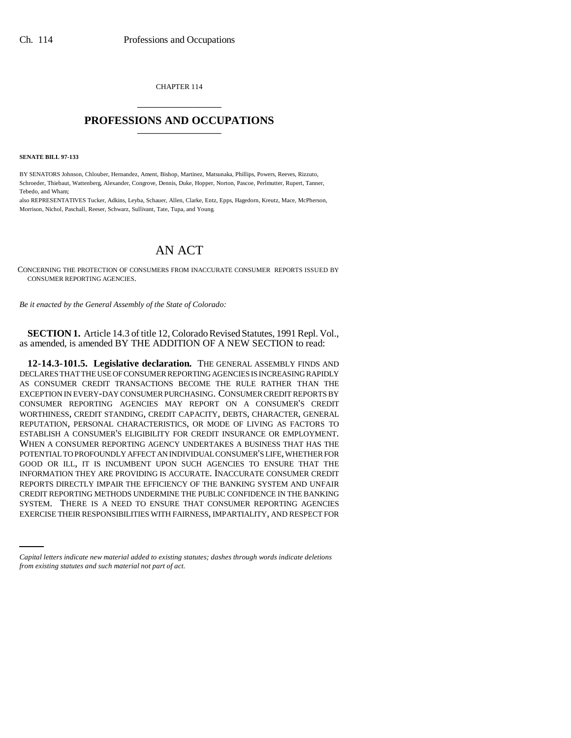CHAPTER 114

# PROFESSIONS AND OCCUPATIONS

**SENATE BILL 97-133**

BY SENATORS Johnson, Chlouber, Hernandez, Ament, Bishop, Martinez, Matsunaka, Phillips, Powers, Reeves, Rizzuto, Schroeder, Thiebaut, Wattenberg, Alexander, Congrove, Dennis, Duke, Hopper, Norton, Pascoe, Perlmutter, Rupert, Tanner, Tebedo, and Wham;
also REPRESENTATIVES Tucker, Adkins, Leyba, Schauer, Allen, Clarke, Entz, Epps, Hagedorn, Kreutz, Mace, McPherson, Morrison, Nichol, Paschall, Reeser, Schwarz, Sullivant, Tate, Tupa, and Young.

# AN ACT

CONCERNING THE PROTECTION OF CONSUMERS FROM INACCURATE CONSUMER REPORTS ISSUED BY CONSUMER REPORTING AGENCIES.

*Be it enacted by the General Assembly of the State of Colorado:*

**SECTION 1.** Article 14.3 of title 12, Colorado Revised Statutes, 1991 Repl. Vol., as amended, is amended BY THE ADDITION OF A NEW SECTION to read:

**12-14.3-101.5. Legislative declaration.** THE GENERAL ASSEMBLY FINDS AND DECLARES THAT THE USE OF CONSUMER REPORTING AGENCIES IS INCREASING RAPIDLY AS CONSUMER CREDIT TRANSACTIONS BECOME THE RULE RATHER THAN THE EXCEPTION IN EVERY-DAY CONSUMER PURCHASING. CONSUMER CREDIT REPORTS BY CONSUMER REPORTING AGENCIES MAY REPORT ON A CONSUMER'S CREDIT WORTHINESS, CREDIT STANDING, CREDIT CAPACITY, DEBTS, CHARACTER, GENERAL REPUTATION, PERSONAL CHARACTERISTICS, OR MODE OF LIVING AS FACTORS TO ESTABLISH A CONSUMER'S ELIGIBILITY FOR CREDIT INSURANCE OR EMPLOYMENT. WHEN A CONSUMER REPORTING AGENCY UNDERTAKES A BUSINESS THAT HAS THE POTENTIAL TO PROFOUNDLY AFFECT AN INDIVIDUAL CONSUMER'S LIFE, WHETHER FOR GOOD OR ILL, IT IS INCUMBENT UPON SUCH AGENCIES TO ENSURE THAT THE INFORMATION THEY ARE PROVIDING IS ACCURATE. INACCURATE CONSUMER CREDIT REPORTS DIRECTLY IMPAIR THE EFFICIENCY OF THE BANKING SYSTEM AND UNFAIR CREDIT REPORTING METHODS UNDERMINE THE PUBLIC CONFIDENCE IN THE BANKING SYSTEM. THERE IS A NEED TO ENSURE THAT CONSUMER REPORTING AGENCIES EXERCISE THEIR RESPONSIBILITIES WITH FAIRNESS, IMPARTIALITY, AND RESPECT FOR

*Capital letters indicate new material added to existing statutes; dashes through words indicate deletions from existing statutes and such material not part of act.*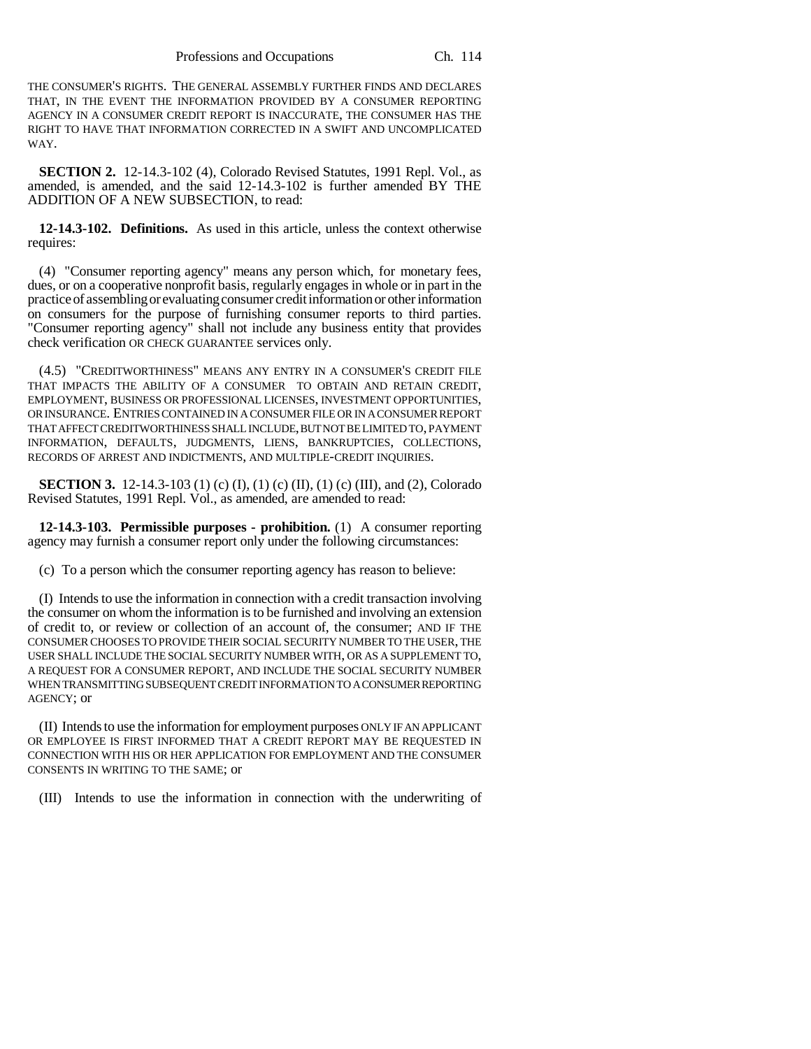THE CONSUMER'S RIGHTS. THE GENERAL ASSEMBLY FURTHER FINDS AND DECLARES THAT, IN THE EVENT THE INFORMATION PROVIDED BY A CONSUMER REPORTING AGENCY IN A CONSUMER CREDIT REPORT IS INACCURATE, THE CONSUMER HAS THE RIGHT TO HAVE THAT INFORMATION CORRECTED IN A SWIFT AND UNCOMPLICATED WAY.

**SECTION 2.** 12-14.3-102 (4), Colorado Revised Statutes, 1991 Repl. Vol., as amended, is amended, and the said 12-14.3-102 is further amended BY THE ADDITION OF A NEW SUBSECTION, to read:

**12-14.3-102. Definitions.** As used in this article, unless the context otherwise requires:

(4) "Consumer reporting agency" means any person which, for monetary fees, dues, or on a cooperative nonprofit basis, regularly engages in whole or in part in the practice of assembling or evaluating consumer credit information or other information on consumers for the purpose of furnishing consumer reports to third parties. "Consumer reporting agency" shall not include any business entity that provides check verification OR CHECK GUARANTEE services only.

(4.5) "CREDITWORTHINESS" MEANS ANY ENTRY IN A CONSUMER'S CREDIT FILE THAT IMPACTS THE ABILITY OF A CONSUMER TO OBTAIN AND RETAIN CREDIT, EMPLOYMENT, BUSINESS OR PROFESSIONAL LICENSES, INVESTMENT OPPORTUNITIES, OR INSURANCE. ENTRIES CONTAINED IN A CONSUMER FILE OR IN A CONSUMER REPORT THAT AFFECT CREDITWORTHINESS SHALL INCLUDE, BUT NOT BE LIMITED TO, PAYMENT INFORMATION, DEFAULTS, JUDGMENTS, LIENS, BANKRUPTCIES, COLLECTIONS, RECORDS OF ARREST AND INDICTMENTS, AND MULTIPLE-CREDIT INQUIRIES.

**SECTION 3.** 12-14.3-103 (1) (c) (I), (1) (c) (II), (1) (c) (III), and (2), Colorado Revised Statutes, 1991 Repl. Vol., as amended, are amended to read:

**12-14.3-103. Permissible purposes - prohibition.** (1) A consumer reporting agency may furnish a consumer report only under the following circumstances:

(c) To a person which the consumer reporting agency has reason to believe:

(I) Intends to use the information in connection with a credit transaction involving the consumer on whom the information is to be furnished and involving an extension of credit to, or review or collection of an account of, the consumer; AND IF THE CONSUMER CHOOSES TO PROVIDE THEIR SOCIAL SECURITY NUMBER TO THE USER, THE USER SHALL INCLUDE THE SOCIAL SECURITY NUMBER WITH, OR AS A SUPPLEMENT TO, A REQUEST FOR A CONSUMER REPORT, AND INCLUDE THE SOCIAL SECURITY NUMBER WHEN TRANSMITTING SUBSEQUENT CREDIT INFORMATION TO A CONSUMER REPORTING AGENCY; or

(II) Intends to use the information for employment purposes ONLY IF AN APPLICANT OR EMPLOYEE IS FIRST INFORMED THAT A CREDIT REPORT MAY BE REQUESTED IN CONNECTION WITH HIS OR HER APPLICATION FOR EMPLOYMENT AND THE CONSUMER CONSENTS IN WRITING TO THE SAME; or

(III) Intends to use the information in connection with the underwriting of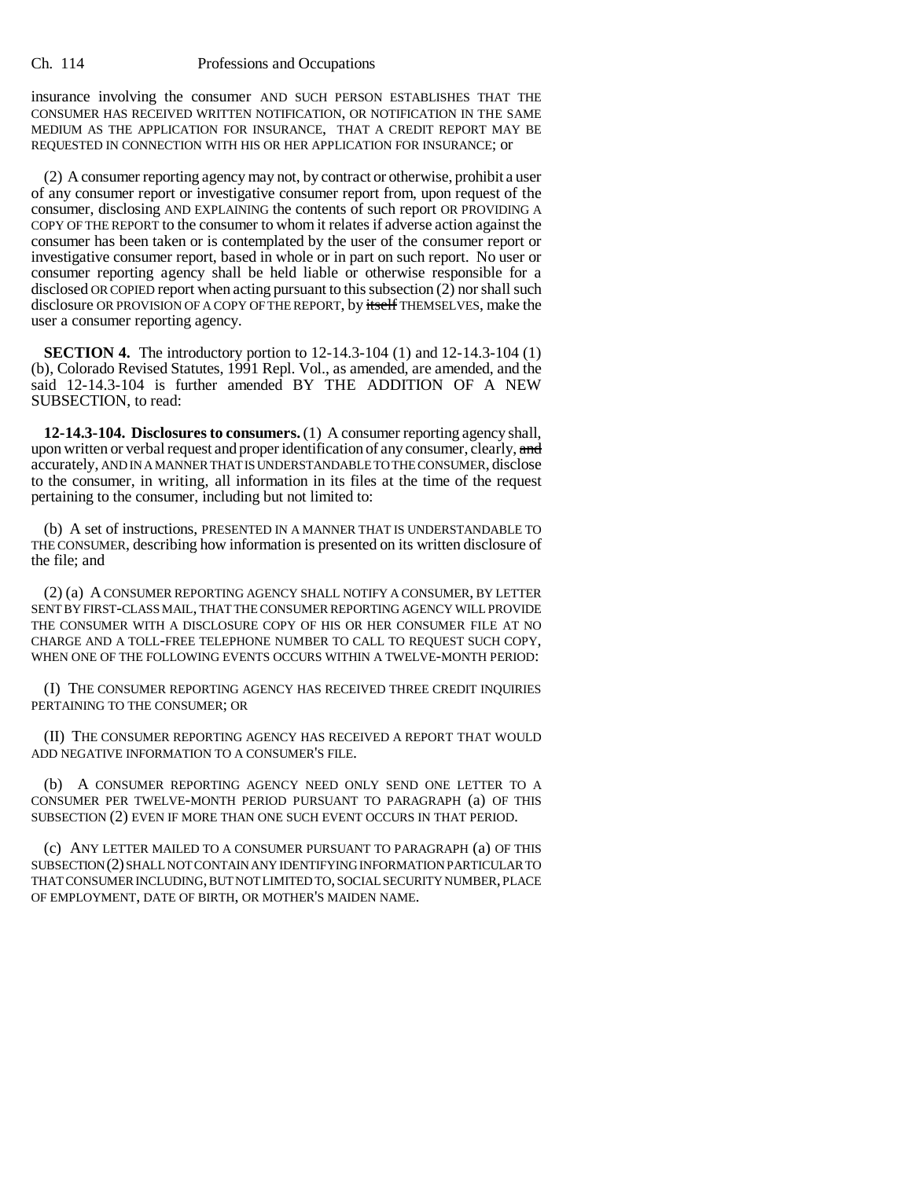insurance involving the consumer AND SUCH PERSON ESTABLISHES THAT THE CONSUMER HAS RECEIVED WRITTEN NOTIFICATION, OR NOTIFICATION IN THE SAME MEDIUM AS THE APPLICATION FOR INSURANCE, THAT A CREDIT REPORT MAY BE REQUESTED IN CONNECTION WITH HIS OR HER APPLICATION FOR INSURANCE; or

(2) A consumer reporting agency may not, by contract or otherwise, prohibit a user of any consumer report or investigative consumer report from, upon request of the consumer, disclosing AND EXPLAINING the contents of such report OR PROVIDING A COPY OF THE REPORT to the consumer to whom it relates if adverse action against the consumer has been taken or is contemplated by the user of the consumer report or investigative consumer report, based in whole or in part on such report. No user or consumer reporting agency shall be held liable or otherwise responsible for a disclosed OR COPIED report when acting pursuant to this subsection (2) nor shall such disclosure OR PROVISION OF A COPY OF THE REPORT, by ~~itself~~ THEMSELVES, make the user a consumer reporting agency.

**SECTION 4.** The introductory portion to 12-14.3-104 (1) and 12-14.3-104 (1) (b), Colorado Revised Statutes, 1991 Repl. Vol., as amended, are amended, and the said 12-14.3-104 is further amended BY THE ADDITION OF A NEW SUBSECTION, to read:

**12-14.3-104. Disclosures to consumers.** (1) A consumer reporting agency shall, upon written or verbal request and proper identification of any consumer, clearly, ~~and~~ accurately, AND IN A MANNER THAT IS UNDERSTANDABLE TO THE CONSUMER, disclose to the consumer, in writing, all information in its files at the time of the request pertaining to the consumer, including but not limited to:

(b) A set of instructions, PRESENTED IN A MANNER THAT IS UNDERSTANDABLE TO THE CONSUMER, describing how information is presented on its written disclosure of the file; and

(2) (a) A CONSUMER REPORTING AGENCY SHALL NOTIFY A CONSUMER, BY LETTER SENT BY FIRST-CLASS MAIL, THAT THE CONSUMER REPORTING AGENCY WILL PROVIDE THE CONSUMER WITH A DISCLOSURE COPY OF HIS OR HER CONSUMER FILE AT NO CHARGE AND A TOLL-FREE TELEPHONE NUMBER TO CALL TO REQUEST SUCH COPY, WHEN ONE OF THE FOLLOWING EVENTS OCCURS WITHIN A TWELVE-MONTH PERIOD:

(I) THE CONSUMER REPORTING AGENCY HAS RECEIVED THREE CREDIT INQUIRIES PERTAINING TO THE CONSUMER; OR

(II) THE CONSUMER REPORTING AGENCY HAS RECEIVED A REPORT THAT WOULD ADD NEGATIVE INFORMATION TO A CONSUMER'S FILE.

(b) A CONSUMER REPORTING AGENCY NEED ONLY SEND ONE LETTER TO A CONSUMER PER TWELVE-MONTH PERIOD PURSUANT TO PARAGRAPH (a) OF THIS SUBSECTION (2) EVEN IF MORE THAN ONE SUCH EVENT OCCURS IN THAT PERIOD.

(c) ANY LETTER MAILED TO A CONSUMER PURSUANT TO PARAGRAPH (a) OF THIS SUBSECTION (2) SHALL NOT CONTAIN ANY IDENTIFYING INFORMATION PARTICULAR TO THAT CONSUMER INCLUDING, BUT NOT LIMITED TO, SOCIAL SECURITY NUMBER, PLACE OF EMPLOYMENT, DATE OF BIRTH, OR MOTHER'S MAIDEN NAME.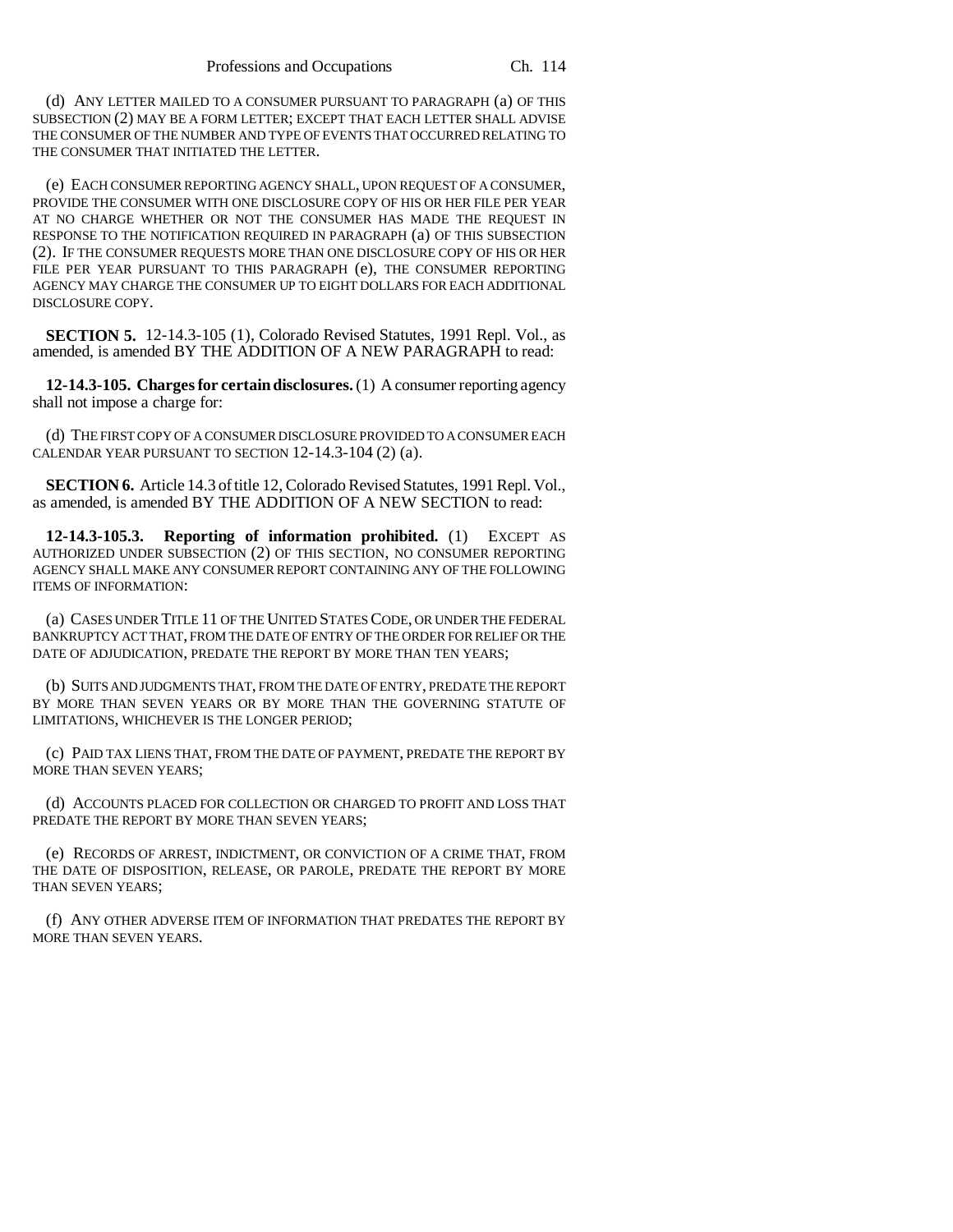(d) ANY LETTER MAILED TO A CONSUMER PURSUANT TO PARAGRAPH (a) OF THIS SUBSECTION (2) MAY BE A FORM LETTER; EXCEPT THAT EACH LETTER SHALL ADVISE THE CONSUMER OF THE NUMBER AND TYPE OF EVENTS THAT OCCURRED RELATING TO THE CONSUMER THAT INITIATED THE LETTER.

(e) EACH CONSUMER REPORTING AGENCY SHALL, UPON REQUEST OF A CONSUMER, PROVIDE THE CONSUMER WITH ONE DISCLOSURE COPY OF HIS OR HER FILE PER YEAR AT NO CHARGE WHETHER OR NOT THE CONSUMER HAS MADE THE REQUEST IN RESPONSE TO THE NOTIFICATION REQUIRED IN PARAGRAPH (a) OF THIS SUBSECTION (2). IF THE CONSUMER REQUESTS MORE THAN ONE DISCLOSURE COPY OF HIS OR HER FILE PER YEAR PURSUANT TO THIS PARAGRAPH (e), THE CONSUMER REPORTING AGENCY MAY CHARGE THE CONSUMER UP TO EIGHT DOLLARS FOR EACH ADDITIONAL DISCLOSURE COPY.

**SECTION 5.** 12-14.3-105 (1), Colorado Revised Statutes, 1991 Repl. Vol., as amended, is amended BY THE ADDITION OF A NEW PARAGRAPH to read:

**12-14.3-105. Charges for certain disclosures.** (1) A consumer reporting agency shall not impose a charge for:

(d) THE FIRST COPY OF A CONSUMER DISCLOSURE PROVIDED TO A CONSUMER EACH CALENDAR YEAR PURSUANT TO SECTION 12-14.3-104 (2) (a).

**SECTION 6.** Article 14.3 of title 12, Colorado Revised Statutes, 1991 Repl. Vol., as amended, is amended BY THE ADDITION OF A NEW SECTION to read:

**12-14.3-105.3. Reporting of information prohibited.** (1) EXCEPT AS AUTHORIZED UNDER SUBSECTION (2) OF THIS SECTION, NO CONSUMER REPORTING AGENCY SHALL MAKE ANY CONSUMER REPORT CONTAINING ANY OF THE FOLLOWING ITEMS OF INFORMATION:

(a) CASES UNDER TITLE 11 OF THE UNITED STATES CODE, OR UNDER THE FEDERAL BANKRUPTCY ACT THAT, FROM THE DATE OF ENTRY OF THE ORDER FOR RELIEF OR THE DATE OF ADJUDICATION, PREDATE THE REPORT BY MORE THAN TEN YEARS;

(b) SUITS AND JUDGMENTS THAT, FROM THE DATE OF ENTRY, PREDATE THE REPORT BY MORE THAN SEVEN YEARS OR BY MORE THAN THE GOVERNING STATUTE OF LIMITATIONS, WHICHEVER IS THE LONGER PERIOD;

(c) PAID TAX LIENS THAT, FROM THE DATE OF PAYMENT, PREDATE THE REPORT BY MORE THAN SEVEN YEARS;

(d) ACCOUNTS PLACED FOR COLLECTION OR CHARGED TO PROFIT AND LOSS THAT PREDATE THE REPORT BY MORE THAN SEVEN YEARS;

(e) RECORDS OF ARREST, INDICTMENT, OR CONVICTION OF A CRIME THAT, FROM THE DATE OF DISPOSITION, RELEASE, OR PAROLE, PREDATE THE REPORT BY MORE THAN SEVEN YEARS;

(f) ANY OTHER ADVERSE ITEM OF INFORMATION THAT PREDATES THE REPORT BY MORE THAN SEVEN YEARS.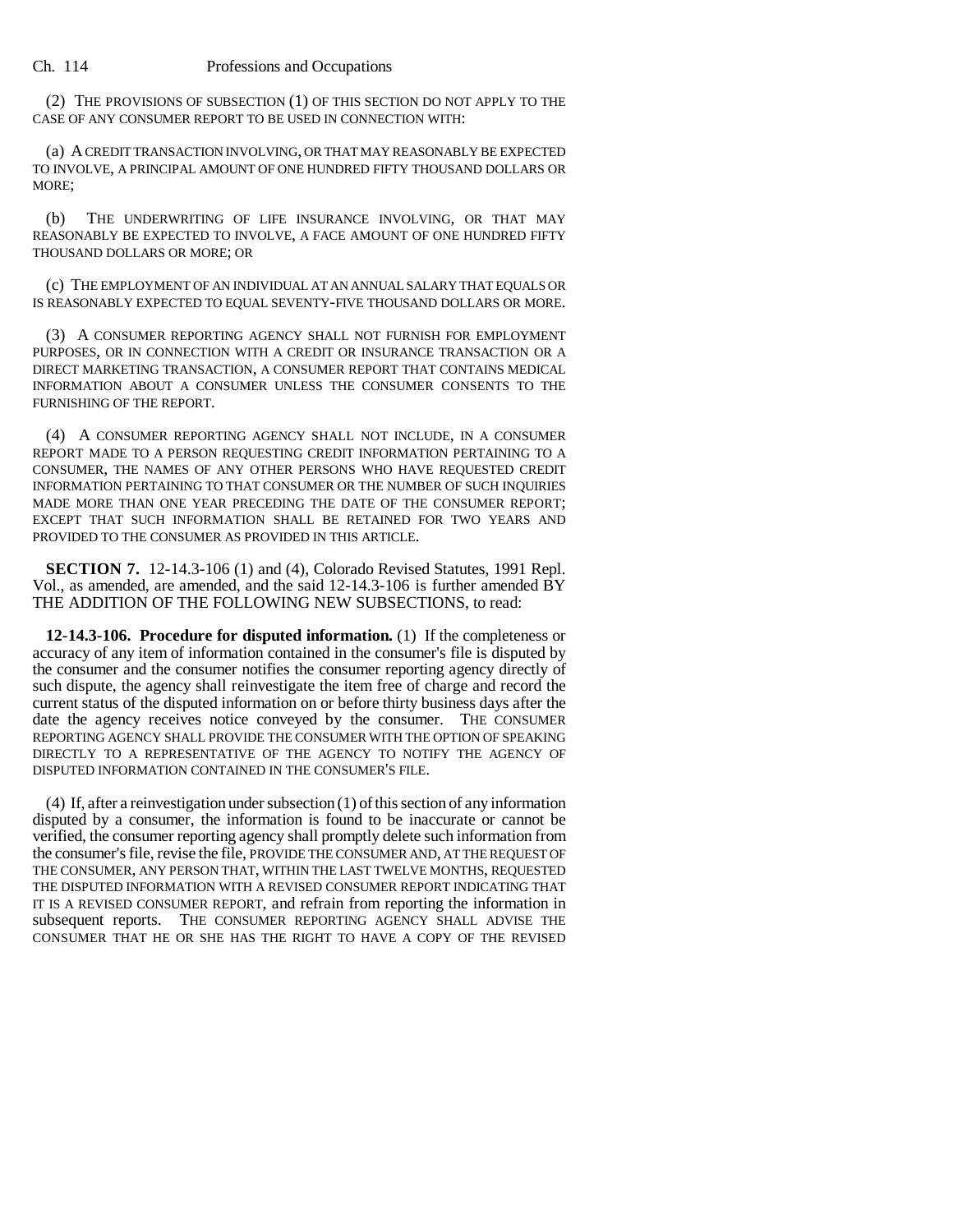(2) THE PROVISIONS OF SUBSECTION (1) OF THIS SECTION DO NOT APPLY TO THE CASE OF ANY CONSUMER REPORT TO BE USED IN CONNECTION WITH:

(a) A CREDIT TRANSACTION INVOLVING, OR THAT MAY REASONABLY BE EXPECTED TO INVOLVE, A PRINCIPAL AMOUNT OF ONE HUNDRED FIFTY THOUSAND DOLLARS OR MORE;

(b) THE UNDERWRITING OF LIFE INSURANCE INVOLVING, OR THAT MAY REASONABLY BE EXPECTED TO INVOLVE, A FACE AMOUNT OF ONE HUNDRED FIFTY THOUSAND DOLLARS OR MORE; OR

(c) THE EMPLOYMENT OF AN INDIVIDUAL AT AN ANNUAL SALARY THAT EQUALS OR IS REASONABLY EXPECTED TO EQUAL SEVENTY-FIVE THOUSAND DOLLARS OR MORE.

(3) A CONSUMER REPORTING AGENCY SHALL NOT FURNISH FOR EMPLOYMENT PURPOSES, OR IN CONNECTION WITH A CREDIT OR INSURANCE TRANSACTION OR A DIRECT MARKETING TRANSACTION, A CONSUMER REPORT THAT CONTAINS MEDICAL INFORMATION ABOUT A CONSUMER UNLESS THE CONSUMER CONSENTS TO THE FURNISHING OF THE REPORT.

(4) A CONSUMER REPORTING AGENCY SHALL NOT INCLUDE, IN A CONSUMER REPORT MADE TO A PERSON REQUESTING CREDIT INFORMATION PERTAINING TO A CONSUMER, THE NAMES OF ANY OTHER PERSONS WHO HAVE REQUESTED CREDIT INFORMATION PERTAINING TO THAT CONSUMER OR THE NUMBER OF SUCH INQUIRIES MADE MORE THAN ONE YEAR PRECEDING THE DATE OF THE CONSUMER REPORT; EXCEPT THAT SUCH INFORMATION SHALL BE RETAINED FOR TWO YEARS AND PROVIDED TO THE CONSUMER AS PROVIDED IN THIS ARTICLE.

**SECTION 7.** 12-14.3-106 (1) and (4), Colorado Revised Statutes, 1991 Repl. Vol., as amended, are amended, and the said 12-14.3-106 is further amended BY THE ADDITION OF THE FOLLOWING NEW SUBSECTIONS, to read:

**12-14.3-106. Procedure for disputed information.** (1) If the completeness or accuracy of any item of information contained in the consumer's file is disputed by the consumer and the consumer notifies the consumer reporting agency directly of such dispute, the agency shall reinvestigate the item free of charge and record the current status of the disputed information on or before thirty business days after the date the agency receives notice conveyed by the consumer. THE CONSUMER REPORTING AGENCY SHALL PROVIDE THE CONSUMER WITH THE OPTION OF SPEAKING DIRECTLY TO A REPRESENTATIVE OF THE AGENCY TO NOTIFY THE AGENCY OF DISPUTED INFORMATION CONTAINED IN THE CONSUMER'S FILE.

(4) If, after a reinvestigation under subsection (1) of this section of any information disputed by a consumer, the information is found to be inaccurate or cannot be verified, the consumer reporting agency shall promptly delete such information from the consumer's file, revise the file, PROVIDE THE CONSUMER AND, AT THE REQUEST OF THE CONSUMER, ANY PERSON THAT, WITHIN THE LAST TWELVE MONTHS, REQUESTED THE DISPUTED INFORMATION WITH A REVISED CONSUMER REPORT INDICATING THAT IT IS A REVISED CONSUMER REPORT, and refrain from reporting the information in subsequent reports. THE CONSUMER REPORTING AGENCY SHALL ADVISE THE CONSUMER THAT HE OR SHE HAS THE RIGHT TO HAVE A COPY OF THE REVISED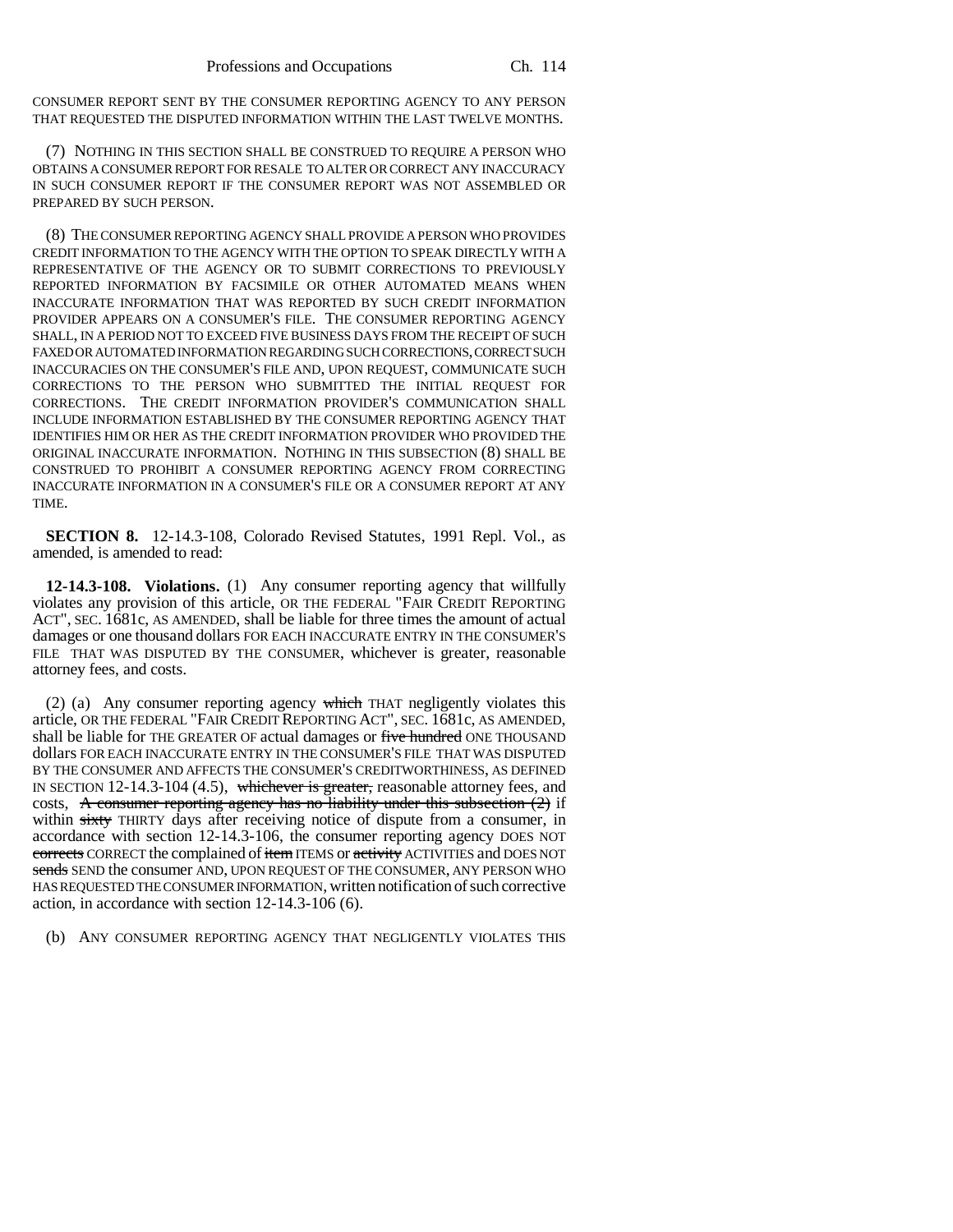CONSUMER REPORT SENT BY THE CONSUMER REPORTING AGENCY TO ANY PERSON THAT REQUESTED THE DISPUTED INFORMATION WITHIN THE LAST TWELVE MONTHS.

(7) NOTHING IN THIS SECTION SHALL BE CONSTRUED TO REQUIRE A PERSON WHO OBTAINS A CONSUMER REPORT FOR RESALE TO ALTER OR CORRECT ANY INACCURACY IN SUCH CONSUMER REPORT IF THE CONSUMER REPORT WAS NOT ASSEMBLED OR PREPARED BY SUCH PERSON.

(8) THE CONSUMER REPORTING AGENCY SHALL PROVIDE A PERSON WHO PROVIDES CREDIT INFORMATION TO THE AGENCY WITH THE OPTION TO SPEAK DIRECTLY WITH A REPRESENTATIVE OF THE AGENCY OR TO SUBMIT CORRECTIONS TO PREVIOUSLY REPORTED INFORMATION BY FACSIMILE OR OTHER AUTOMATED MEANS WHEN INACCURATE INFORMATION THAT WAS REPORTED BY SUCH CREDIT INFORMATION PROVIDER APPEARS ON A CONSUMER'S FILE. THE CONSUMER REPORTING AGENCY SHALL, IN A PERIOD NOT TO EXCEED FIVE BUSINESS DAYS FROM THE RECEIPT OF SUCH FAXED OR AUTOMATED INFORMATION REGARDING SUCH CORRECTIONS, CORRECT SUCH INACCURACIES ON THE CONSUMER'S FILE AND, UPON REQUEST, COMMUNICATE SUCH CORRECTIONS TO THE PERSON WHO SUBMITTED THE INITIAL REQUEST FOR CORRECTIONS. THE CREDIT INFORMATION PROVIDER'S COMMUNICATION SHALL INCLUDE INFORMATION ESTABLISHED BY THE CONSUMER REPORTING AGENCY THAT IDENTIFIES HIM OR HER AS THE CREDIT INFORMATION PROVIDER WHO PROVIDED THE ORIGINAL INACCURATE INFORMATION. NOTHING IN THIS SUBSECTION (8) SHALL BE CONSTRUED TO PROHIBIT A CONSUMER REPORTING AGENCY FROM CORRECTING INACCURATE INFORMATION IN A CONSUMER'S FILE OR A CONSUMER REPORT AT ANY TIME.

**SECTION 8.** 12-14.3-108, Colorado Revised Statutes, 1991 Repl. Vol., as amended, is amended to read:

**12-14.3-108. Violations.** (1) Any consumer reporting agency that willfully violates any provision of this article, OR THE FEDERAL "FAIR CREDIT REPORTING ACT", SEC. 1681c, AS AMENDED, shall be liable for three times the amount of actual damages or one thousand dollars FOR EACH INACCURATE ENTRY IN THE CONSUMER'S FILE THAT WAS DISPUTED BY THE CONSUMER, whichever is greater, reasonable attorney fees, and costs.

(2) (a) Any consumer reporting agency ~~which~~ THAT negligently violates this article, OR THE FEDERAL "FAIR CREDIT REPORTING ACT", SEC. 1681c, AS AMENDED, shall be liable for THE GREATER OF actual damages or ~~five hundred~~ ONE THOUSAND dollars FOR EACH INACCURATE ENTRY IN THE CONSUMER'S FILE THAT WAS DISPUTED BY THE CONSUMER AND AFFECTS THE CONSUMER'S CREDITWORTHINESS, AS DEFINED IN SECTION 12-14.3-104 (4.5), ~~whichever is greater,~~ reasonable attorney fees, and costs, ~~A consumer reporting agency has no liability under this subsection (2)~~ if within ~~sixty~~ THIRTY days after receiving notice of dispute from a consumer, in accordance with section 12-14.3-106, the consumer reporting agency DOES NOT ~~corrects~~ CORRECT the complained of ~~item~~ ITEMS or ~~activity~~ ACTIVITIES and DOES NOT ~~sends~~ SEND the consumer AND, UPON REQUEST OF THE CONSUMER, ANY PERSON WHO HAS REQUESTED THE CONSUMER INFORMATION, written notification of such corrective action, in accordance with section 12-14.3-106 (6).

(b) ANY CONSUMER REPORTING AGENCY THAT NEGLIGENTLY VIOLATES THIS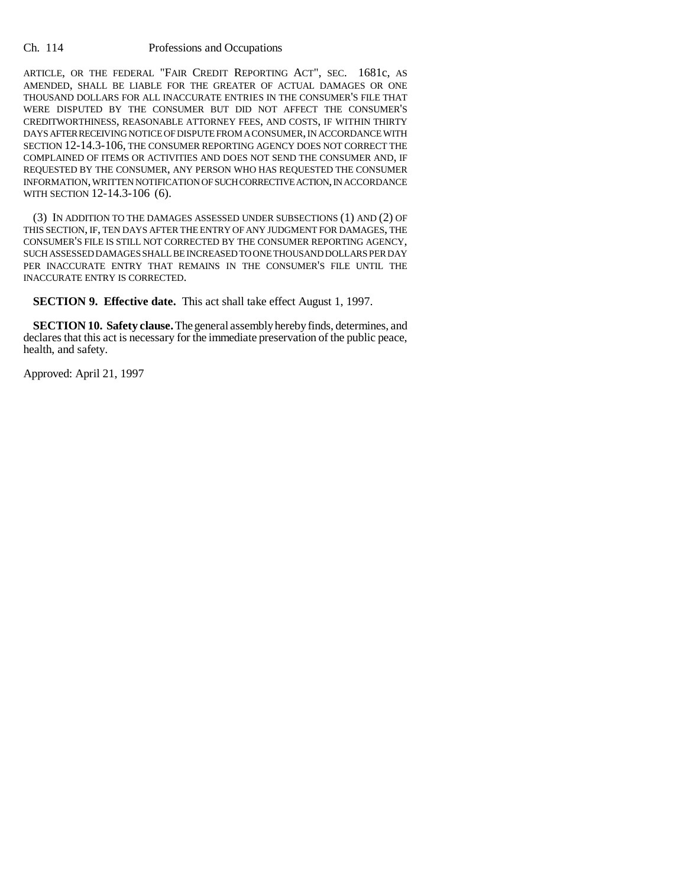ARTICLE, OR THE FEDERAL "FAIR CREDIT REPORTING ACT", SEC. 1681c, AS AMENDED, SHALL BE LIABLE FOR THE GREATER OF ACTUAL DAMAGES OR ONE THOUSAND DOLLARS FOR ALL INACCURATE ENTRIES IN THE CONSUMER'S FILE THAT WERE DISPUTED BY THE CONSUMER BUT DID NOT AFFECT THE CONSUMER'S CREDITWORTHINESS, REASONABLE ATTORNEY FEES, AND COSTS, IF WITHIN THIRTY DAYS AFTER RECEIVING NOTICE OF DISPUTE FROM A CONSUMER, IN ACCORDANCE WITH SECTION 12-14.3-106, THE CONSUMER REPORTING AGENCY DOES NOT CORRECT THE COMPLAINED OF ITEMS OR ACTIVITIES AND DOES NOT SEND THE CONSUMER AND, IF REQUESTED BY THE CONSUMER, ANY PERSON WHO HAS REQUESTED THE CONSUMER INFORMATION, WRITTEN NOTIFICATION OF SUCH CORRECTIVE ACTION, IN ACCORDANCE WITH SECTION 12-14.3-106 (6).

(3) IN ADDITION TO THE DAMAGES ASSESSED UNDER SUBSECTIONS (1) AND (2) OF THIS SECTION, IF, TEN DAYS AFTER THE ENTRY OF ANY JUDGMENT FOR DAMAGES, THE CONSUMER'S FILE IS STILL NOT CORRECTED BY THE CONSUMER REPORTING AGENCY, SUCH ASSESSED DAMAGES SHALL BE INCREASED TO ONE THOUSAND DOLLARS PER DAY PER INACCURATE ENTRY THAT REMAINS IN THE CONSUMER'S FILE UNTIL THE INACCURATE ENTRY IS CORRECTED.

**SECTION 9. Effective date.** This act shall take effect August 1, 1997.

**SECTION 10. Safety clause.** The general assembly hereby finds, determines, and declares that this act is necessary for the immediate preservation of the public peace, health, and safety.

Approved: April 21, 1997